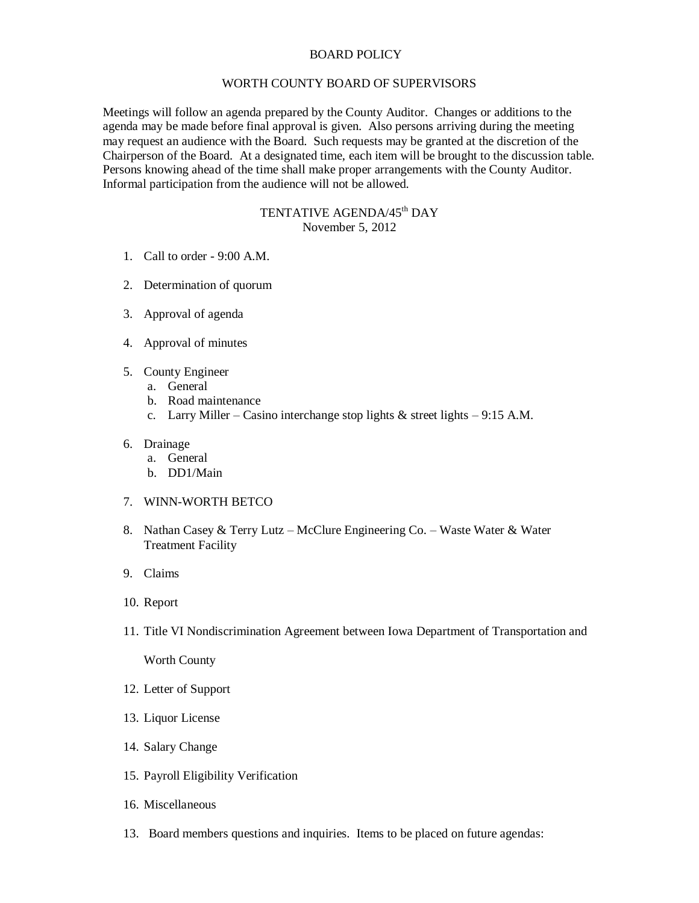# BOARD POLICY

## WORTH COUNTY BOARD OF SUPERVISORS

Meetings will follow an agenda prepared by the County Auditor. Changes or additions to the agenda may be made before final approval is given. Also persons arriving during the meeting may request an audience with the Board. Such requests may be granted at the discretion of the Chairperson of the Board. At a designated time, each item will be brought to the discussion table. Persons knowing ahead of the time shall make proper arrangements with the County Auditor. Informal participation from the audience will not be allowed.

## TENTATIVE AGENDA/45th DAY
November 5, 2012

1. Call to order - 9:00 A.M.

2. Determination of quorum

3. Approval of agenda

4. Approval of minutes

5. County Engineer
   a. General
   b. Road maintenance
   c. Larry Miller – Casino interchange stop lights & street lights – 9:15 A.M.

6. Drainage
   a. General
   b. DD1/Main

7. WINN-WORTH BETCO

8. Nathan Casey & Terry Lutz – McClure Engineering Co. – Waste Water & Water Treatment Facility

9. Claims

10. Report

11. Title VI Nondiscrimination Agreement between Iowa Department of Transportation and

    Worth County

12. Letter of Support

13. Liquor License

14. Salary Change

15. Payroll Eligibility Verification

16. Miscellaneous

13. Board members questions and inquiries. Items to be placed on future agendas: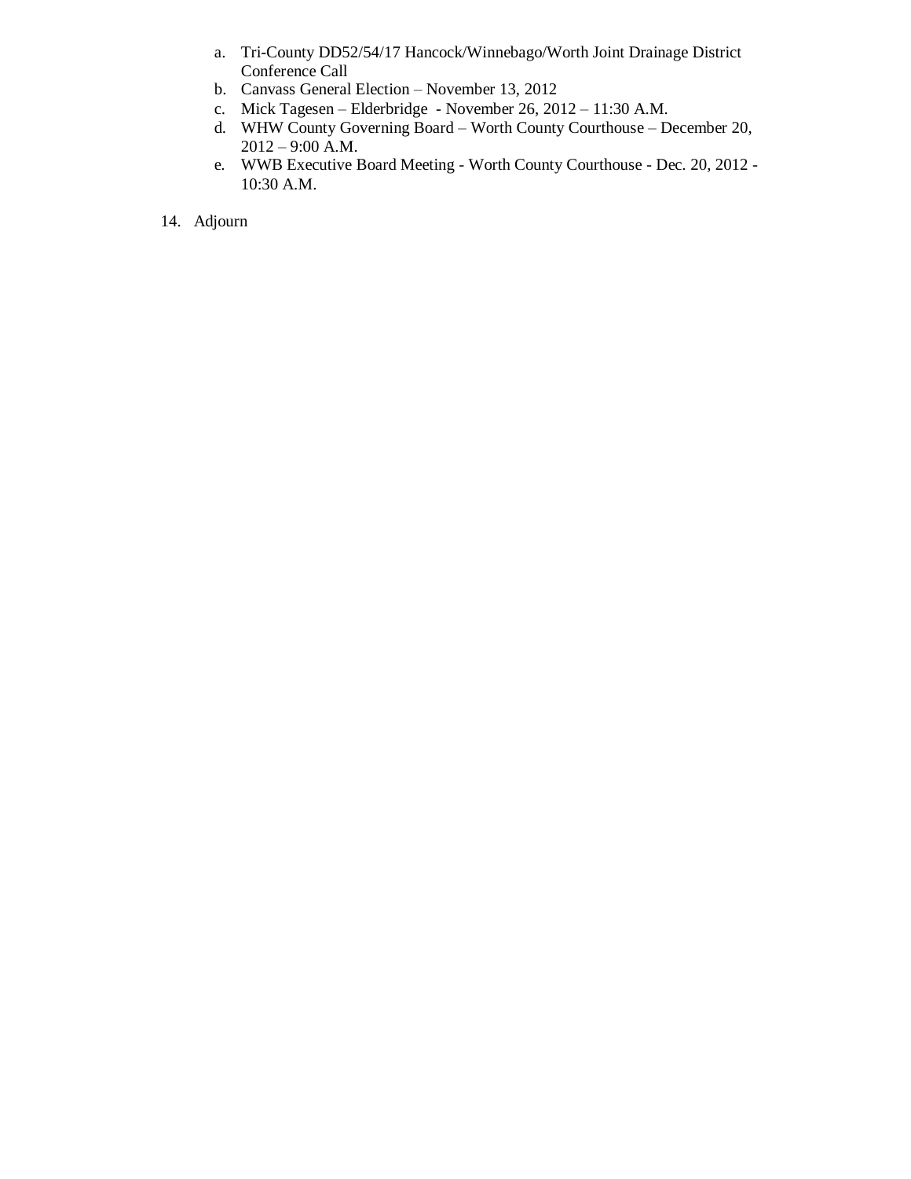a. Tri-County DD52/54/17 Hancock/Winnebago/Worth Joint Drainage District Conference Call
   b. Canvass General Election – November 13, 2012
   c. Mick Tagesen – Elderbridge - November 26, 2012 – 11:30 A.M.
   d. WHW County Governing Board – Worth County Courthouse – December 20, 2012 – 9:00 A.M.
   e. WWB Executive Board Meeting - Worth County Courthouse - Dec. 20, 2012 - 10:30 A.M.

14. Adjourn